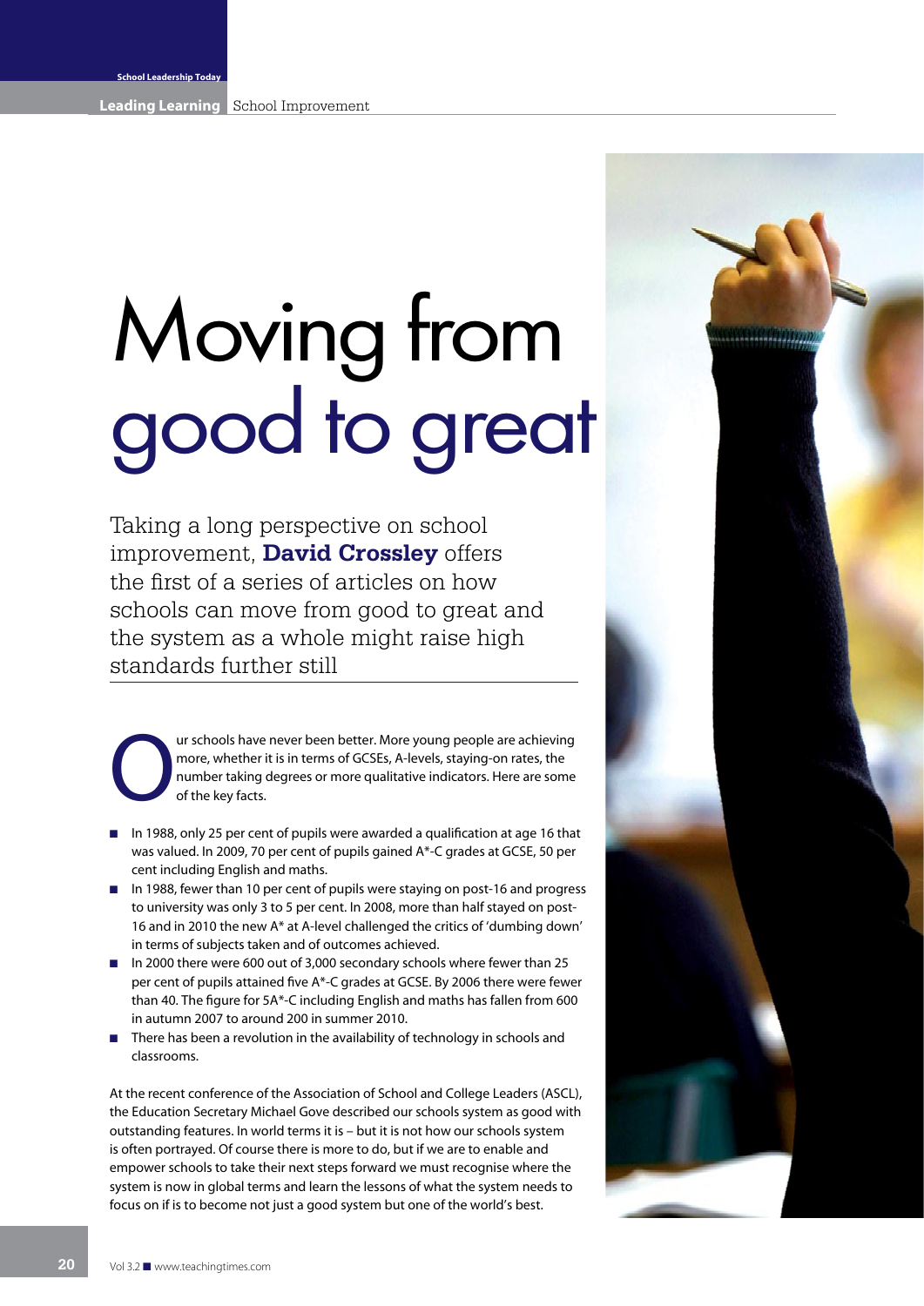# Moving from good to great

Taking a long perspective on school improvement, **David Crossley** offers the first of a series of articles on how schools can move from good to great and the system as a whole might raise high standards further still

Our schools have never been better. More young people are achieving more, whether it is in terms of GCSEs, A-levels, staying-on rates, the number taking degrees or more qualitative indicators. Here are some of the key facts.

- In 1988, only 25 per cent of pupils were awarded a qualification at age 16 that was valued. In 2009, 70 per cent of pupils gained A*-C grades at GCSE, 50 per cent including English and maths.
- In 1988, fewer than 10 per cent of pupils were staying on post-16 and progress to university was only 3 to 5 per cent. In 2008, more than half stayed on post-16 and in 2010 the new A* at A-level challenged the critics of 'dumbing down' in terms of subjects taken and of outcomes achieved.
- In 2000 there were 600 out of 3,000 secondary schools where fewer than 25 per cent of pupils attained five A*-C grades at GCSE. By 2006 there were fewer than 40. The figure for 5A*-C including English and maths has fallen from 600 in autumn 2007 to around 200 in summer 2010.
- There has been a revolution in the availability of technology in schools and classrooms.

At the recent conference of the Association of School and College Leaders (ASCL), the Education Secretary Michael Gove described our schools system as good with outstanding features. In world terms it is – but it is not how our schools system is often portrayed. Of course there is more to do, but if we are to enable and empower schools to take their next steps forward we must recognise where the system is now in global terms and learn the lessons of what the system needs to focus on if is to become not just a good system but one of the world's best.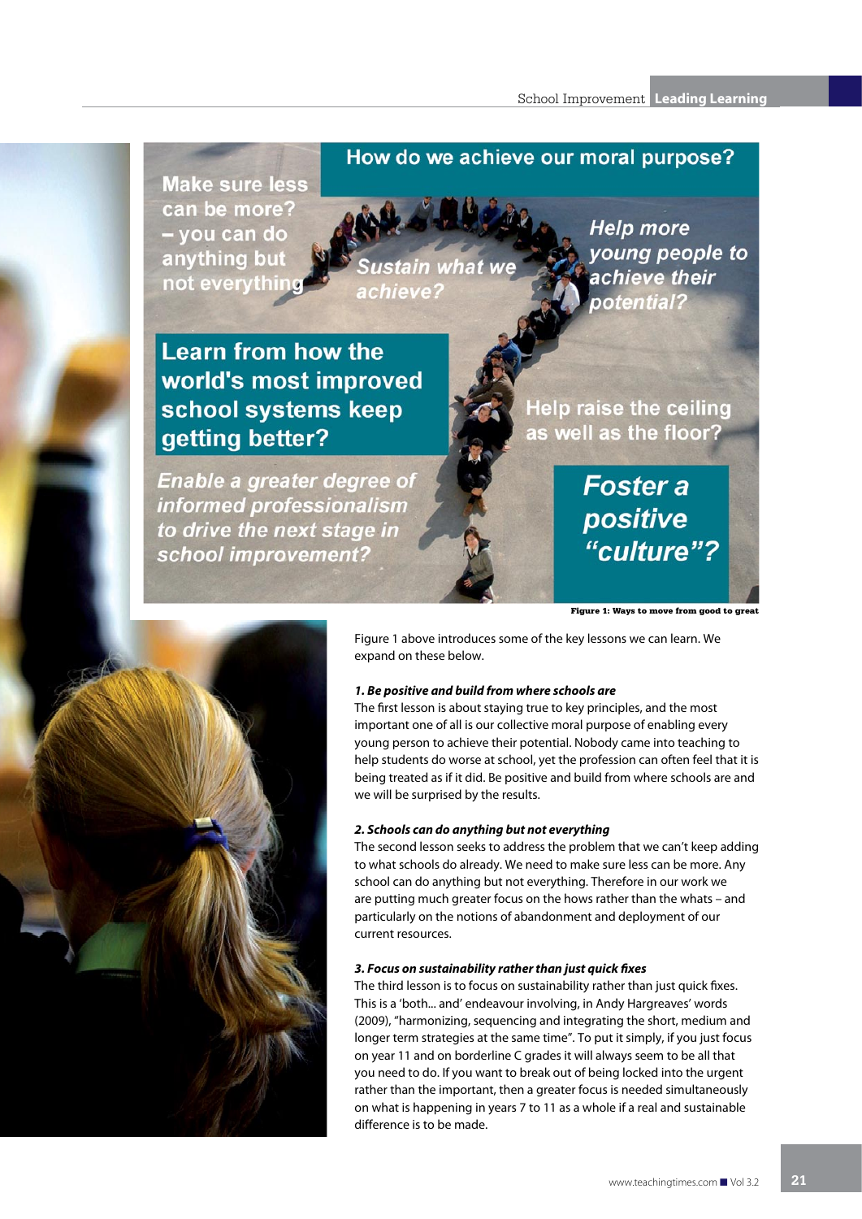How do we achieve our moral purpose?

Make sure less can be more? – you can do anything but not everything

Sustain what we achieve?

Help more young people to achieve their potential?

Learn from how the world's most improved school systems keep getting better?

Help raise the ceiling as well as the floor?

Enable a greater degree of informed professionalism to drive the next stage in school improvement?

Foster a positive "culture"?

**Figure 1: Ways to move from good to great**

Figure 1 above introduces some of the key lessons we can learn. We expand on these below.

***1. Be positive and build from where schools are***

The first lesson is about staying true to key principles, and the most important one of all is our collective moral purpose of enabling every young person to achieve their potential. Nobody came into teaching to help students do worse at school, yet the profession can often feel that it is being treated as if it did. Be positive and build from where schools are and we will be surprised by the results.

***2. Schools can do anything but not everything***

The second lesson seeks to address the problem that we can't keep adding to what schools do already. We need to make sure less can be more. Any school can do anything but not everything. Therefore in our work we are putting much greater focus on the hows rather than the whats – and particularly on the notions of abandonment and deployment of our current resources.

***3. Focus on sustainability rather than just quick fixes***

The third lesson is to focus on sustainability rather than just quick fixes. This is a 'both... and' endeavour involving, in Andy Hargreaves' words (2009), "harmonizing, sequencing and integrating the short, medium and longer term strategies at the same time". To put it simply, if you just focus on year 11 and on borderline C grades it will always seem to be all that you need to do. If you want to break out of being locked into the urgent rather than the important, then a greater focus is needed simultaneously on what is happening in years 7 to 11 as a whole if a real and sustainable difference is to be made.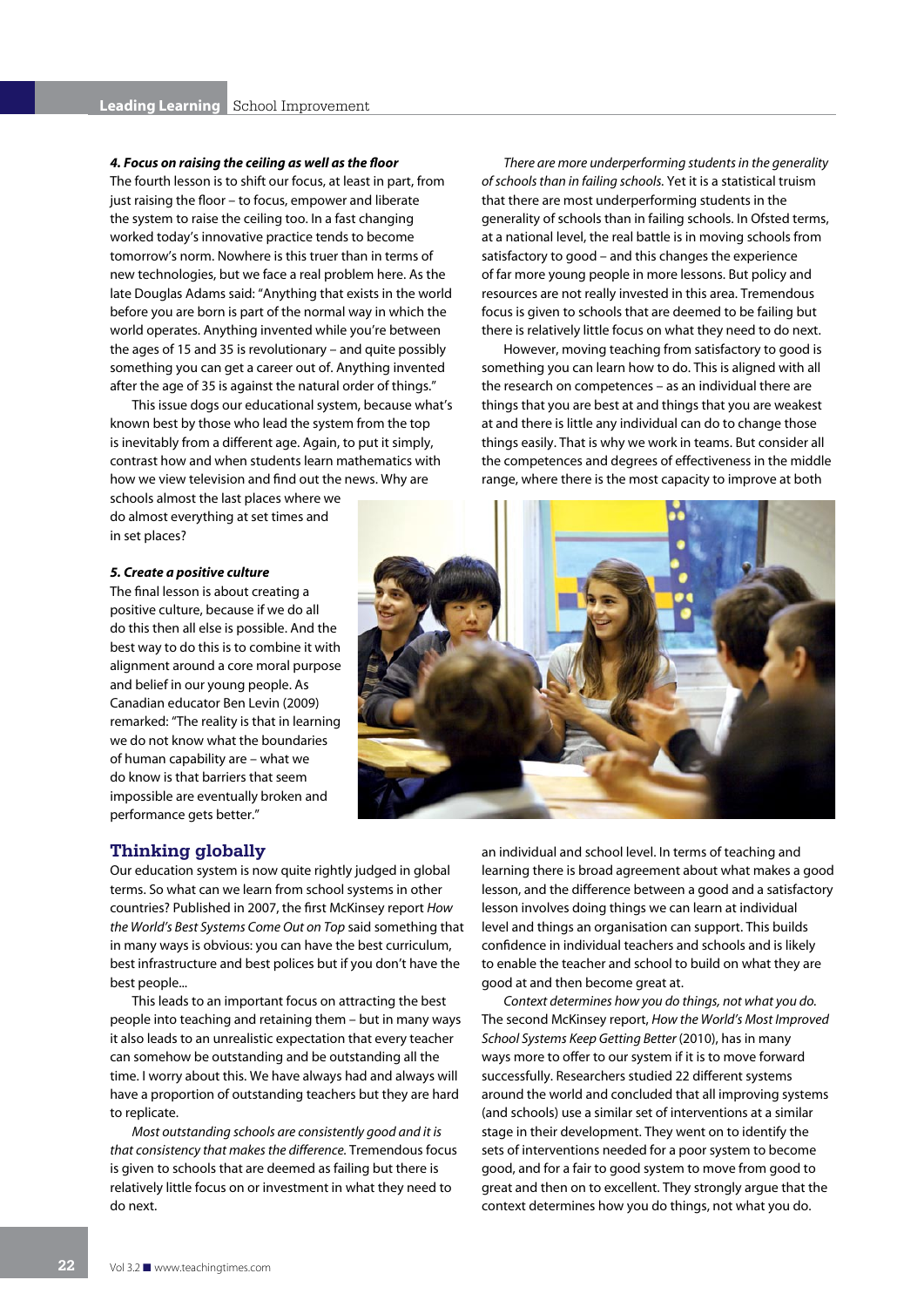#### 4. Focus on raising the ceiling as well as the floor

The fourth lesson is to shift our focus, at least in part, from just raising the floor – to focus, empower and liberate the system to raise the ceiling too. In a fast changing worked today's innovative practice tends to become tomorrow's norm. Nowhere is this truer than in terms of new technologies, but we face a real problem here. As the late Douglas Adams said: "Anything that exists in the world before you are born is part of the normal way in which the world operates. Anything invented while you're between the ages of 15 and 35 is revolutionary – and quite possibly something you can get a career out of. Anything invented after the age of 35 is against the natural order of things."

This issue dogs our educational system, because what's known best by those who lead the system from the top is inevitably from a different age. Again, to put it simply, contrast how and when students learn mathematics with how we view television and find out the news. Why are schools almost the last places where we do almost everything at set times and in set places?

#### 5. Create a positive culture

The final lesson is about creating a positive culture, because if we do all do this then all else is possible. And the best way to do this is to combine it with alignment around a core moral purpose and belief in our young people. As Canadian educator Ben Levin (2009) remarked: "The reality is that in learning we do not know what the boundaries of human capability are – what we do know is that barriers that seem impossible are eventually broken and performance gets better."

## Thinking globally

Our education system is now quite rightly judged in global terms. So what can we learn from school systems in other countries? Published in 2007, the first McKinsey report *How the World's Best Systems Come Out on Top* said something that in many ways is obvious: you can have the best curriculum, best infrastructure and best polices but if you don't have the best people...

This leads to an important focus on attracting the best people into teaching and retaining them – but in many ways it also leads to an unrealistic expectation that every teacher can somehow be outstanding and be outstanding all the time. I worry about this. We have always had and always will have a proportion of outstanding teachers but they are hard to replicate.

*Most outstanding schools are consistently good and it is that consistency that makes the difference.* Tremendous focus is given to schools that are deemed as failing but there is relatively little focus on or investment in what they need to do next.

*There are more underperforming students in the generality of schools than in failing schools.* Yet it is a statistical truism that there are most underperforming students in the generality of schools than in failing schools. In Ofsted terms, at a national level, the real battle is in moving schools from satisfactory to good – and this changes the experience of far more young people in more lessons. But policy and resources are not really invested in this area. Tremendous focus is given to schools that are deemed to be failing but there is relatively little focus on what they need to do next.

However, moving teaching from satisfactory to good is something you can learn how to do. This is aligned with all the research on competences – as an individual there are things that you are best at and things that you are weakest at and there is little any individual can do to change those things easily. That is why we work in teams. But consider all the competences and degrees of effectiveness in the middle range, where there is the most capacity to improve at both an individual and school level. In terms of teaching and learning there is broad agreement about what makes a good lesson, and the difference between a good and a satisfactory lesson involves doing things we can learn at individual level and things an organisation can support. This builds confidence in individual teachers and schools and is likely to enable the teacher and school to build on what they are good at and then become great at.

*Context determines how you do things, not what you do.* The second McKinsey report, *How the World's Most Improved School Systems Keep Getting Better* (2010), has in many ways more to offer to our system if it is to move forward successfully. Researchers studied 22 different systems around the world and concluded that all improving systems (and schools) use a similar set of interventions at a similar stage in their developments. They went on to identify the sets of interventions needed for a poor system to become good, and for a fair to good system to move from good to great and then on to excellent. They strongly argue that the context determines how you do things, not what you do.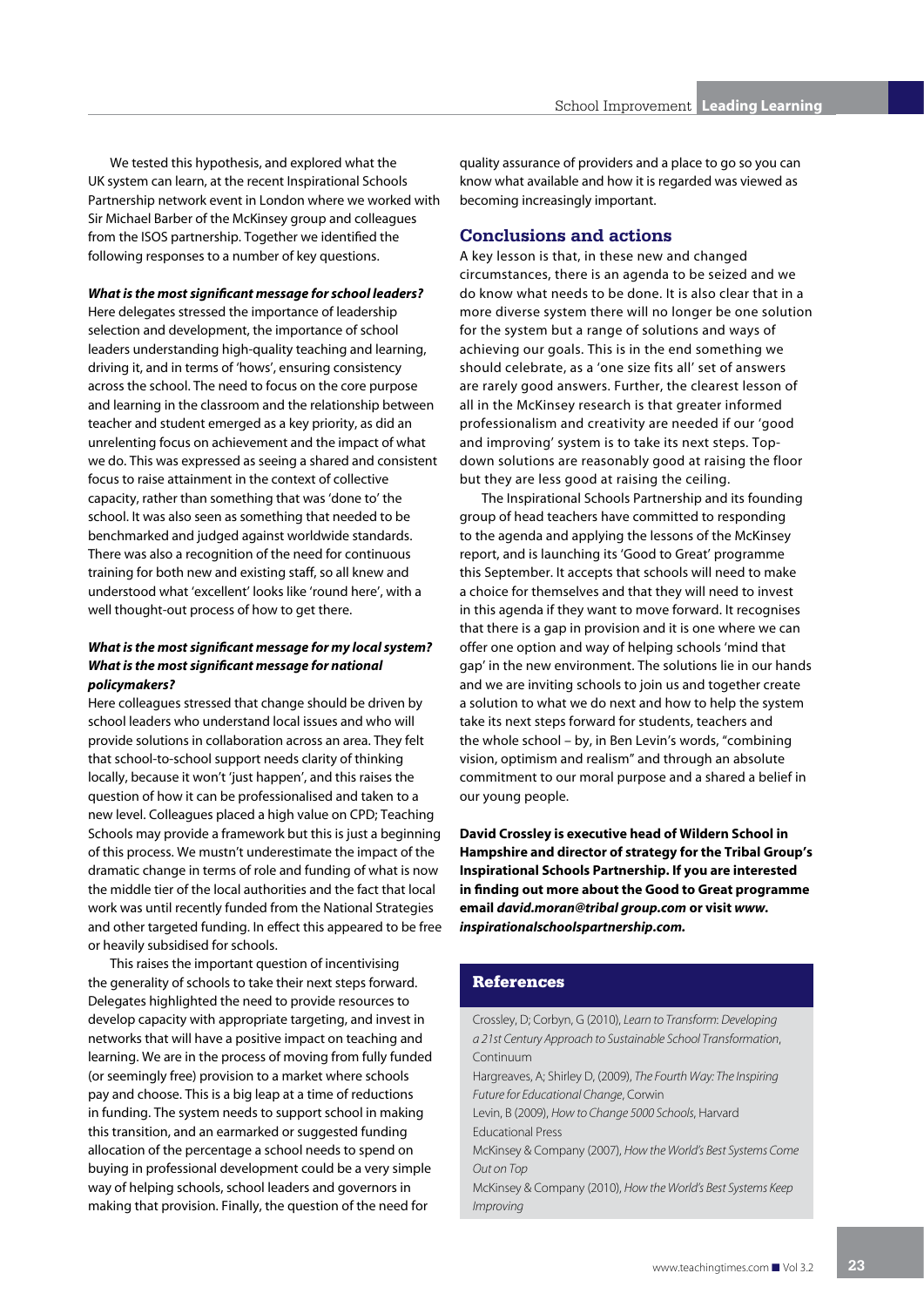We tested this hypothesis, and explored what the UK system can learn, at the recent Inspirational Schools Partnership network event in London where we worked with Sir Michael Barber of the McKinsey group and colleagues from the ISOS partnership. Together we identified the following responses to a number of key questions.

***What is the most significant message for school leaders?***

Here delegates stressed the importance of leadership selection and development, the importance of school leaders understanding high-quality teaching and learning, driving it, and in terms of 'hows', ensuring consistency across the school. The need to focus on the core purpose and learning in the classroom and the relationship between teacher and student emerged as a key priority, as did an unrelenting focus on achievement and the impact of what we do. This was expressed as seeing a shared and consistent focus to raise attainment in the context of collective capacity, rather than something that was 'done to' the school. It was also seen as something that needed to be benchmarked and judged against worldwide standards. There was also a recognition of the need for continuous training for both new and existing staff, so all knew and understood what 'excellent' looks like 'round here', with a well thought-out process of how to get there.

***What is the most significant message for my local system? What is the most significant message for national policymakers?***

Here colleagues stressed that change should be driven by school leaders who understand local issues and who will provide solutions in collaboration across an area. They felt that school-to-school support needs clarity of thinking locally, because it won't 'just happen', and this raises the question of how it can be professionalised and taken to a new level. Colleagues placed a high value on CPD; Teaching Schools may provide a framework but this is just a beginning of this process. We mustn't underestimate the impact of the dramatic change in terms of role and funding of what is now the middle tier of the local authorities and the fact that local work was until recently funded from the National Strategies and other targeted funding. In effect this appeared to be free or heavily subsidised for schools.

This raises the important question of incentivising the generality of schools to take their next steps forward. Delegates highlighted the need to provide resources to develop capacity with appropriate targeting, and invest in networks that will have a positive impact on teaching and learning. We are in the process of moving from fully funded (or seemingly free) provision to a market where schools pay and choose. This is a big leap at a time of reductions in funding. The system needs to support school in making this transition, and an earmarked or suggested funding allocation of the percentage a school needs to spend on buying in professional development could be a very simple way of helping schools, school leaders and governors in making that provision. Finally, the question of the need for quality assurance of providers and a place to go so you can know what available and how it is regarded was viewed as becoming increasingly important.

## Conclusions and actions

A key lesson is that, in these new and changed circumstances, there is an agenda to be seized and we do know what needs to be done. It is also clear that in a more diverse system there will no longer be one solution for the system but a range of solutions and ways of achieving our goals. This is in the end something we should celebrate, as a 'one size fits all' set of answers are rarely good answers. Further, the clearest lesson of all in the McKinsey research is that greater informed professionalism and creativity are needed if our 'good and improving' system is to take its next steps. Top-down solutions are reasonably good at raising the floor but they are less good at raising the ceiling.

The Inspirational Schools Partnership and its founding group of head teachers have committed to responding to the agenda and applying the lessons of the McKinsey report, and is launching its 'Good to Great' programme this September. It accepts that schools will need to make a choice for themselves and that they will need to invest in this agenda if they want to move forward. It recognises that there is a gap in provision and it is one where we can offer one option and way of helping schools 'mind that gap' in the new environment. The solutions lie in our hands and we are inviting schools to join us and together create a solution to what we do next and how to help the system take its next steps forward for students, teachers and the whole school – by, in Ben Levin's words, "combining vision, optimism and realism" and through an absolute commitment to our moral purpose and a shared a belief in our young people.

**David Crossley is executive head of Wildern School in Hampshire and director of strategy for the Tribal Group's Inspirational Schools Partnership. If you are interested in finding out more about the Good to Great programme email *david.moran@tribal group.com* or visit *www.inspirationalschoolspartnership.com.***

## References

Crossley, D; Corbyn, G (2010), *Learn to Transform: Developing a 21st Century Approach to Sustainable School Transformation*, Continuum

Hargreaves, A; Shirley D, (2009), *The Fourth Way: The Inspiring Future for Educational Change*, Corwin

Levin, B (2009), *How to Change 5000 Schools*, Harvard Educational Press

McKinsey & Company (2007), *How the World's Best Systems Come Out on Top*

McKinsey & Company (2010), *How the World's Best Systems Keep Improving*